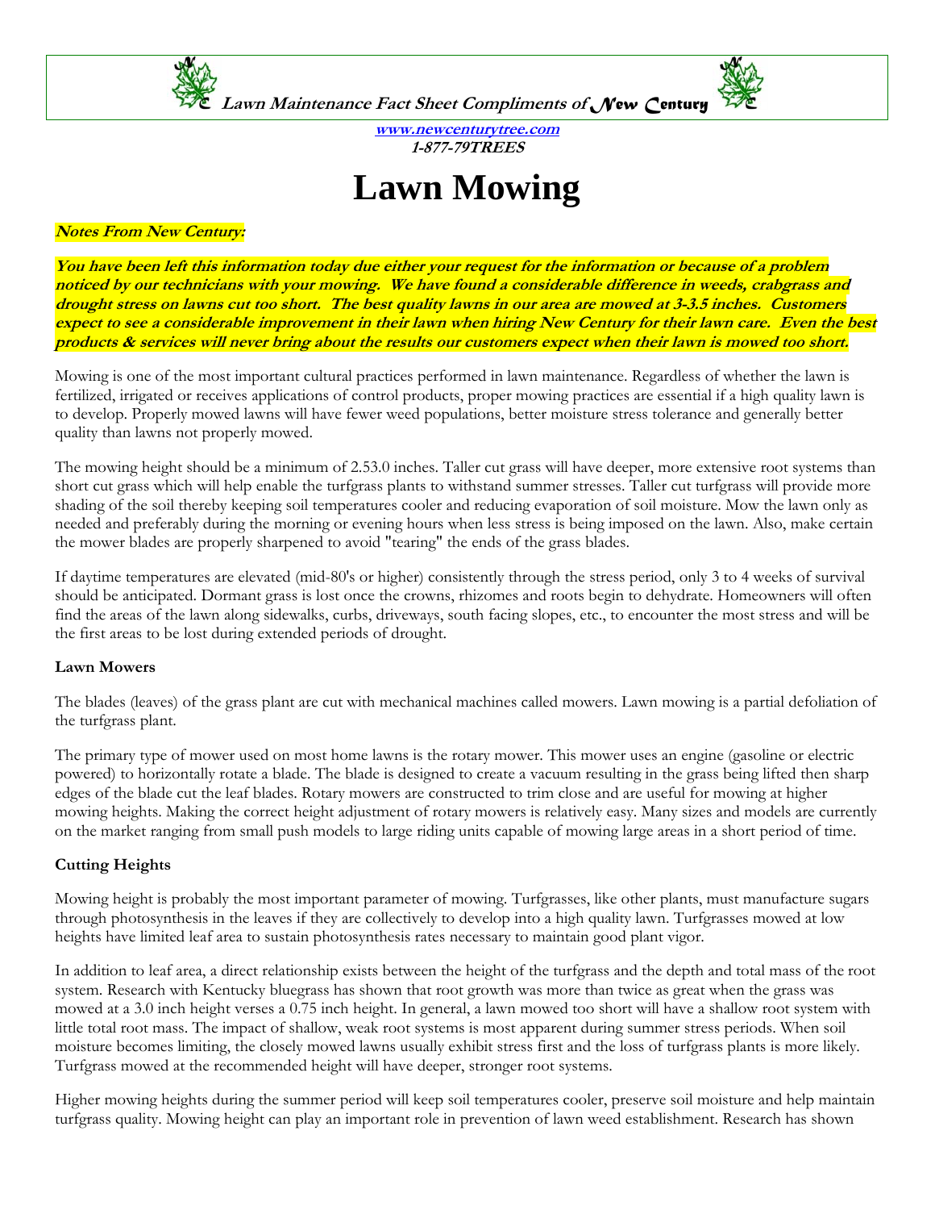**Lawn Maintenance Fact Sheet Compliments of New Century**

**[www.newcenturytree.com](http://www.newcenturytree.com)**
***1-877-79TREES***

# Lawn Mowing

***Notes From New Century:***

***You have been left this information today due either your request for the information or because of a problem noticed by our technicians with your mowing. We have found a considerable difference in weeds, crabgrass and drought stress on lawns cut too short. The best quality lawns in our area are mowed at 3-3.5 inches. Customers expect to see a considerable improvement in their lawn when hiring New Century for their lawn care. Even the best products & services will never bring about the results our customers expect when their lawn is mowed too short.***

Mowing is one of the most important cultural practices performed in lawn maintenance. Regardless of whether the lawn is fertilized, irrigated or receives applications of control products, proper mowing practices are essential if a high quality lawn is to develop. Properly mowed lawns will have fewer weed populations, better moisture stress tolerance and generally better quality than lawns not properly mowed.

The mowing height should be a minimum of 2.53.0 inches. Taller cut grass will have deeper, more extensive root systems than short cut grass which will help enable the turfgrass plants to withstand summer stresses. Taller cut turfgrass will provide more shading of the soil thereby keeping soil temperatures cooler and reducing evaporation of soil moisture. Mow the lawn only as needed and preferably during the morning or evening hours when less stress is being imposed on the lawn. Also, make certain the mower blades are properly sharpened to avoid "tearing" the ends of the grass blades.

If daytime temperatures are elevated (mid-80's or higher) consistently through the stress period, only 3 to 4 weeks of survival should be anticipated. Dormant grass is lost once the crowns, rhizomes and roots begin to dehydrate. Homeowners will often find the areas of the lawn along sidewalks, curbs, driveways, south facing slopes, etc., to encounter the most stress and will be the first areas to be lost during extended periods of drought.

### Lawn Mowers

The blades (leaves) of the grass plant are cut with mechanical machines called mowers. Lawn mowing is a partial defoliation of the turfgrass plant.

The primary type of mower used on most home lawns is the rotary mower. This mower uses an engine (gasoline or electric powered) to horizontally rotate a blade. The blade is designed to create a vacuum resulting in the grass being lifted then sharp edges of the blade cut the leaf blades. Rotary mowers are constructed to trim close and are useful for mowing at higher mowing heights. Making the correct height adjustment of rotary mowers is relatively easy. Many sizes and models are currently on the market ranging from small push models to large riding units capable of mowing large areas in a short period of time.

### Cutting Heights

Mowing height is probably the most important parameter of mowing. Turfgrasses, like other plants, must manufacture sugars through photosynthesis in the leaves if they are collectively to develop into a high quality lawn. Turfgrasses mowed at low heights have limited leaf area to sustain photosynthesis rates necessary to maintain good plant vigor.

In addition to leaf area, a direct relationship exists between the height of the turfgrass and the depth and total mass of the root system. Research with Kentucky bluegrass has shown that root growth was more than twice as great when the grass was mowed at a 3.0 inch height verses a 0.75 inch height. In general, a lawn mowed too short will have a shallow root system with little total root mass. The impact of shallow, weak root systems is most apparent during summer stress periods. When soil moisture becomes limiting, the closely mowed lawns usually exhibit stress first and the loss of turfgrass plants is more likely. Turfgrass mowed at the recommended height will have deeper, stronger root systems.

Higher mowing heights during the summer period will keep soil temperatures cooler, preserve soil moisture and help maintain turfgrass quality. Mowing height can play an important role in prevention of lawn weed establishment. Research has shown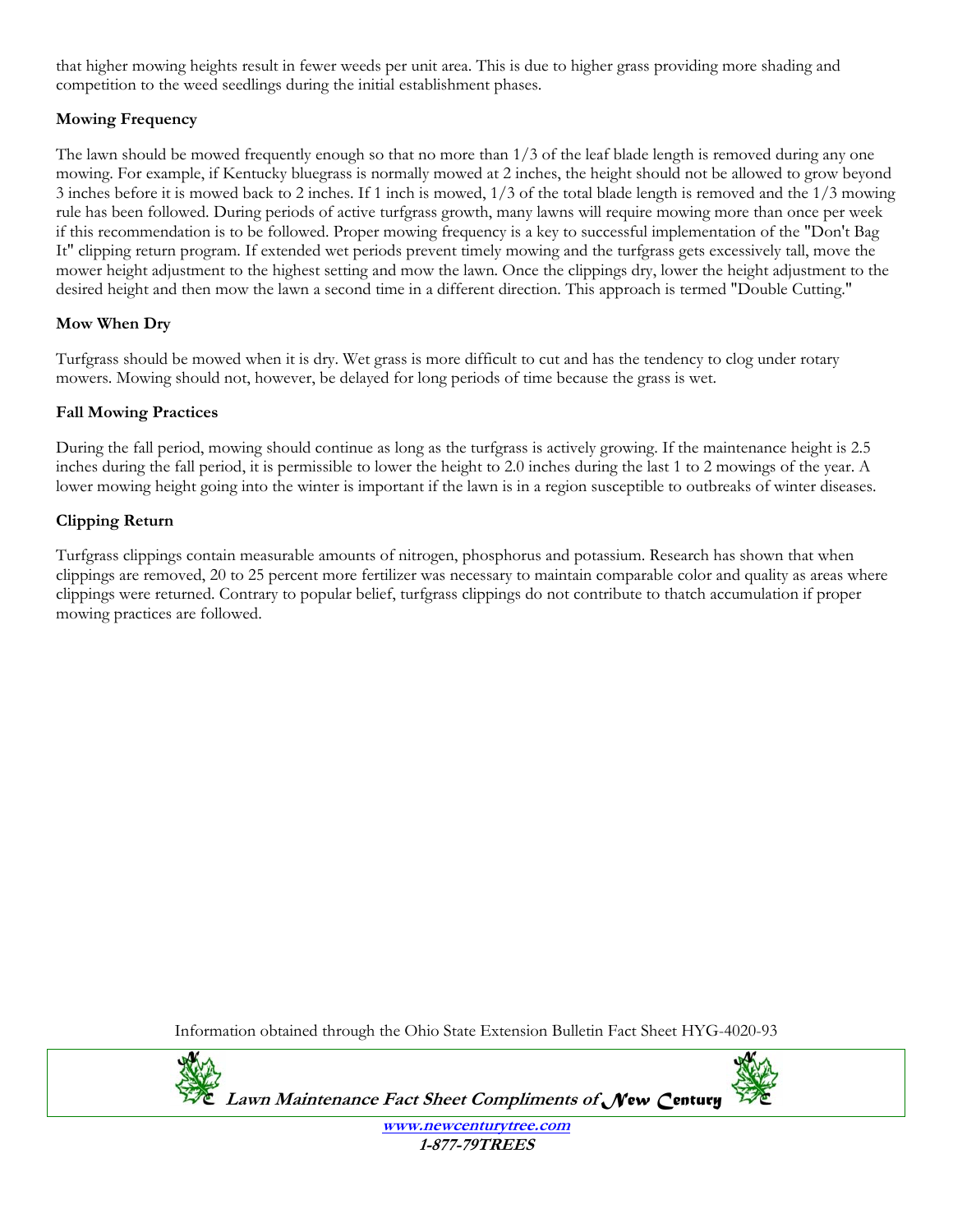that higher mowing heights result in fewer weeds per unit area. This is due to higher grass providing more shading and competition to the weed seedlings during the initial establishment phases.

**Mowing Frequency**

The lawn should be mowed frequently enough so that no more than 1/3 of the leaf blade length is removed during any one mowing. For example, if Kentucky bluegrass is normally mowed at 2 inches, the height should not be allowed to grow beyond 3 inches before it is mowed back to 2 inches. If 1 inch is mowed, 1/3 of the total blade length is removed and the 1/3 mowing rule has been followed. During periods of active turfgrass growth, many lawns will require mowing more than once per week if this recommendation is to be followed. Proper mowing frequency is a key to successful implementation of the "Don't Bag It" clipping return program. If extended wet periods prevent timely mowing and the turfgrass gets excessively tall, move the mower height adjustment to the highest setting and mow the lawn. Once the clippings dry, lower the height adjustment to the desired height and then mow the lawn a second time in a different direction. This approach is termed "Double Cutting."

**Mow When Dry**

Turfgrass should be mowed when it is dry. Wet grass is more difficult to cut and has the tendency to clog under rotary mowers. Mowing should not, however, be delayed for long periods of time because the grass is wet.

**Fall Mowing Practices**

During the fall period, mowing should continue as long as the turfgrass is actively growing. If the maintenance height is 2.5 inches during the fall period, it is permissible to lower the height to 2.0 inches during the last 1 to 2 mowings of the year. A lower mowing height going into the winter is important if the lawn is in a region susceptible to outbreaks of winter diseases.

**Clipping Return**

Turfgrass clippings contain measurable amounts of nitrogen, phosphorus and potassium. Research has shown that when clippings are removed, 20 to 25 percent more fertilizer was necessary to maintain comparable color and quality as areas where clippings were returned. Contrary to popular belief, turfgrass clippings do not contribute to thatch accumulation if proper mowing practices are followed.

Information obtained through the Ohio State Extension Bulletin Fact Sheet HYG-4020-93

***Lawn Maintenance Fact Sheet Compliments of New Century***

**www.newcenturytree.com**
**1-877-79TREES**